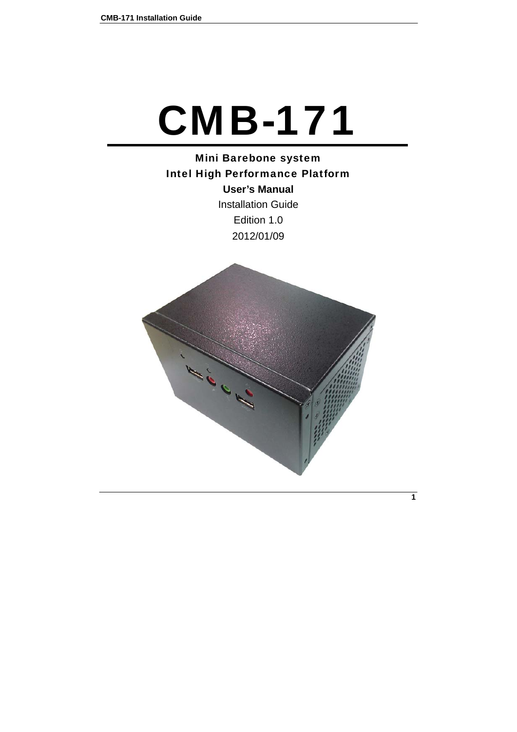# CMB-171

**Mini Barebone system**

**Intel High Performance Platform**

**User's Manual**

Installation Guide

Edition 1.0

2012/01/09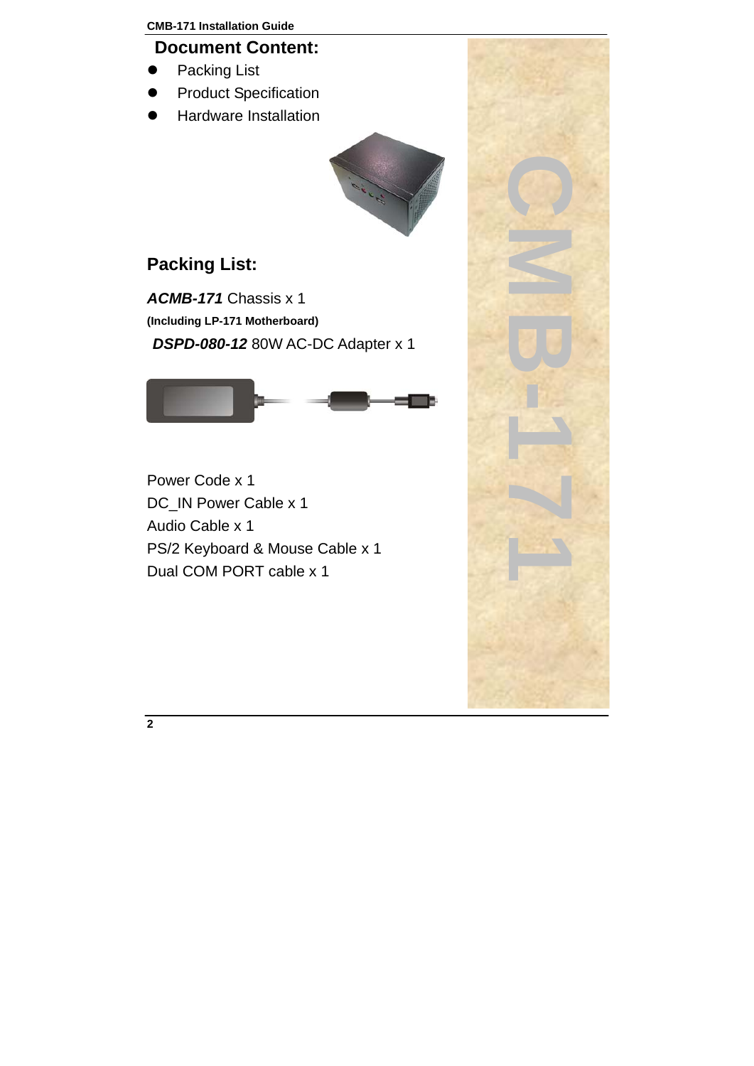## Document Content:

- Packing List
- Product Specification
- Hardware Installation

## Packing List:

***ACMB-171*** Chassis x 1

**(Including LP-171 Motherboard)**

***DSPD-080-12*** 80W AC-DC Adapter x 1

Power Code x 1

DC_IN Power Cable x 1

Audio Cable x 1

PS/2 Keyboard & Mouse Cable x 1

Dual COM PORT cable x 1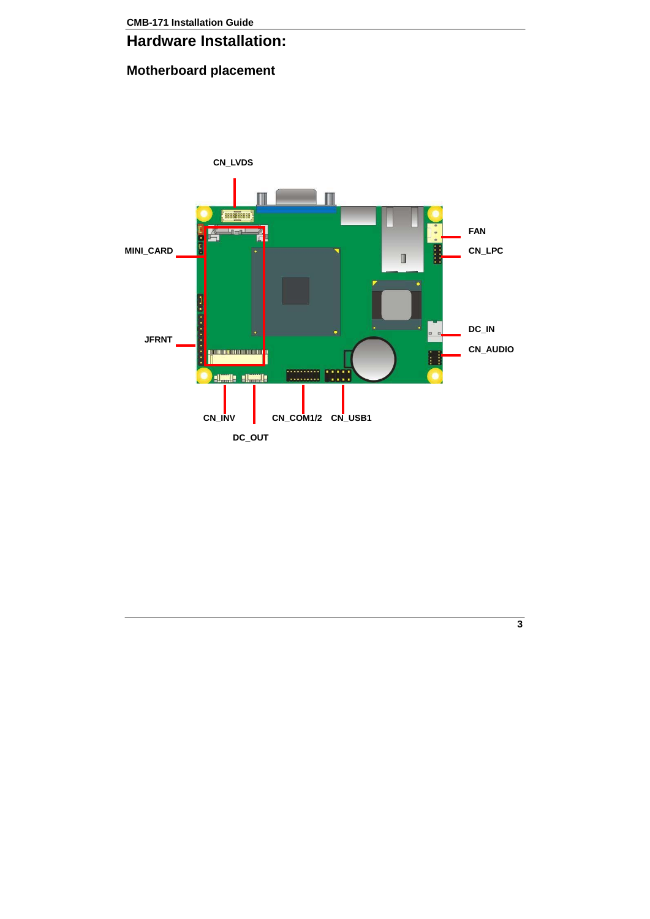# Hardware Installation:

## Motherboard placement

CN_LVDS

MINI_CARD

JFRNT

FAN

CN_LPC

DC_IN

CN_AUDIO

CN_INV

DC_OUT

CN_COM1/2

CN_USB1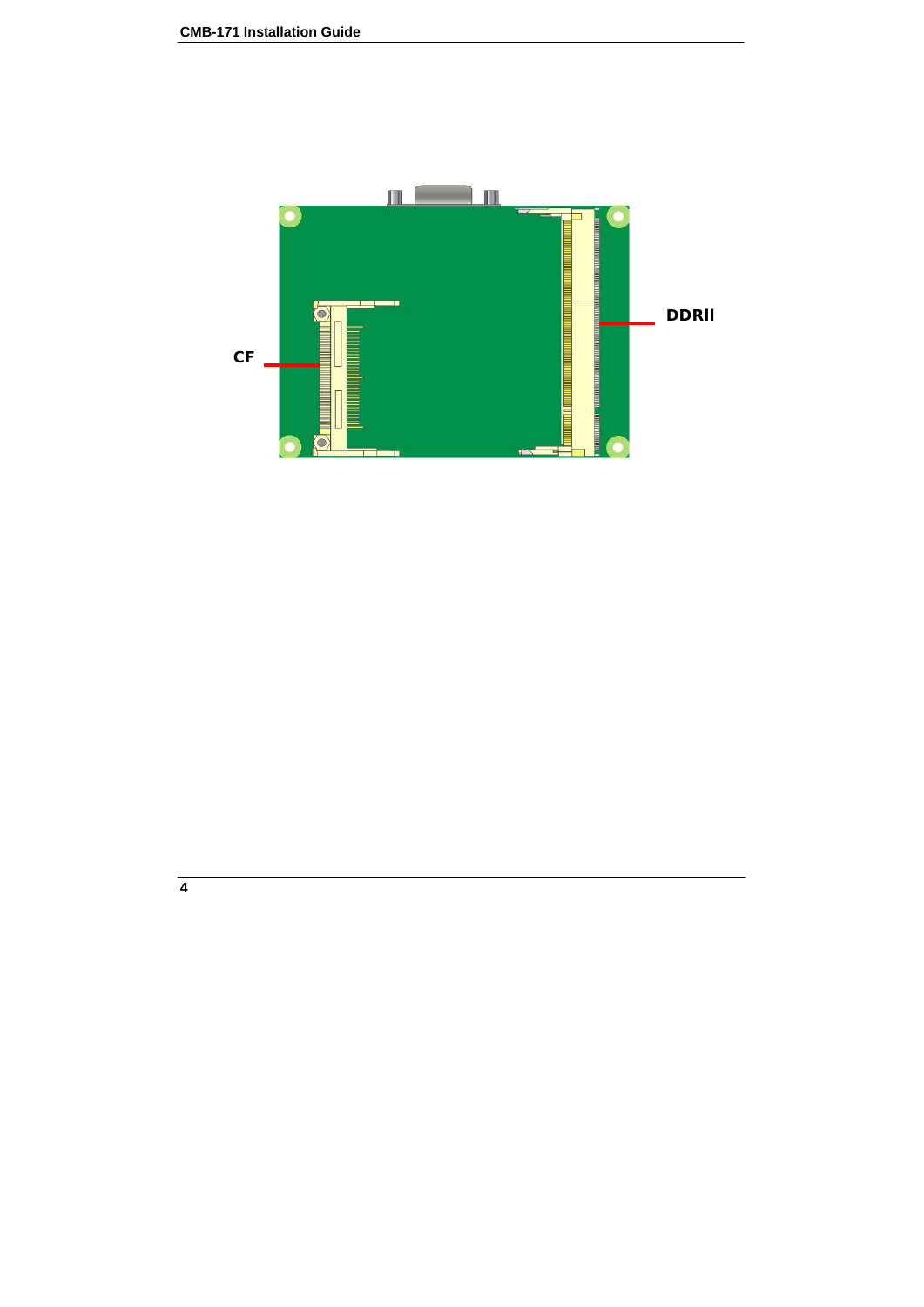CF

DDRII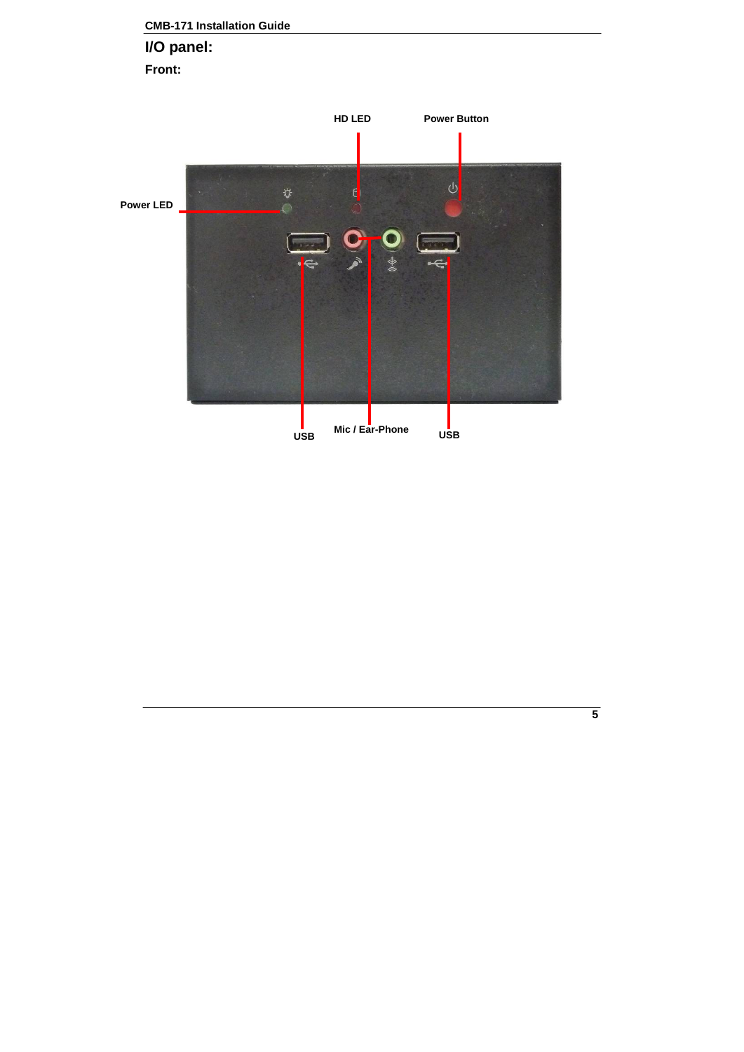## I/O panel:

**Front:**

HD LED

Power Button

Power LED

USB

Mic / Ear-Phone

USB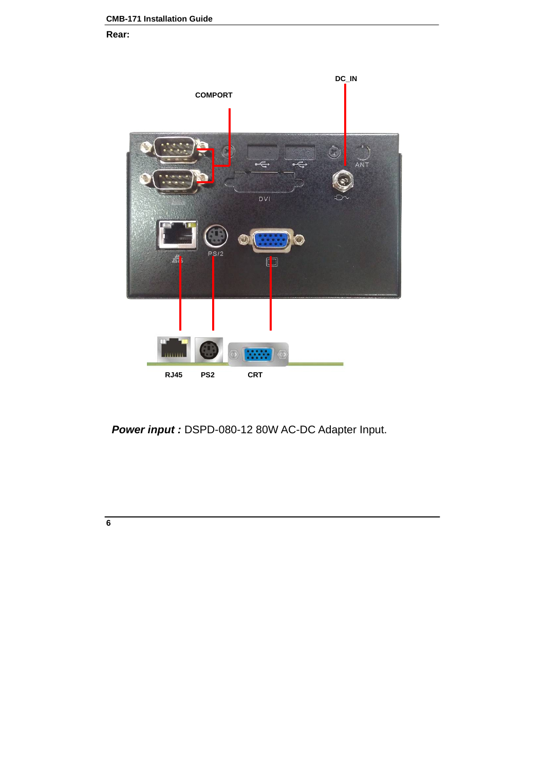**Rear:**

COMPORT

DC_IN

RJ45 PS2 CRT

***Power input :*** DSPD-080-12 80W AC-DC Adapter Input.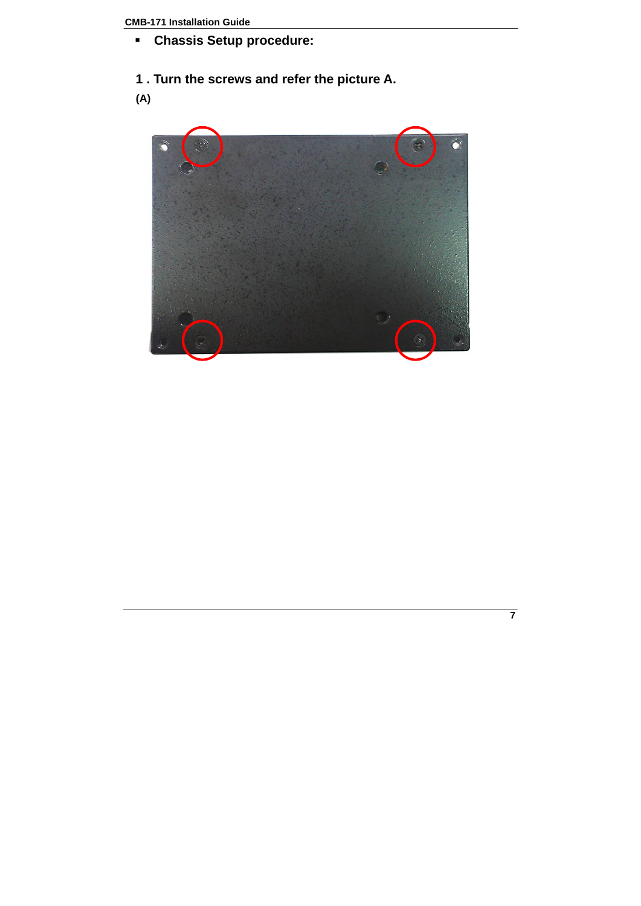- **Chassis Setup procedure:**

**1 . Turn the screws and refer the picture A.**

**(A)**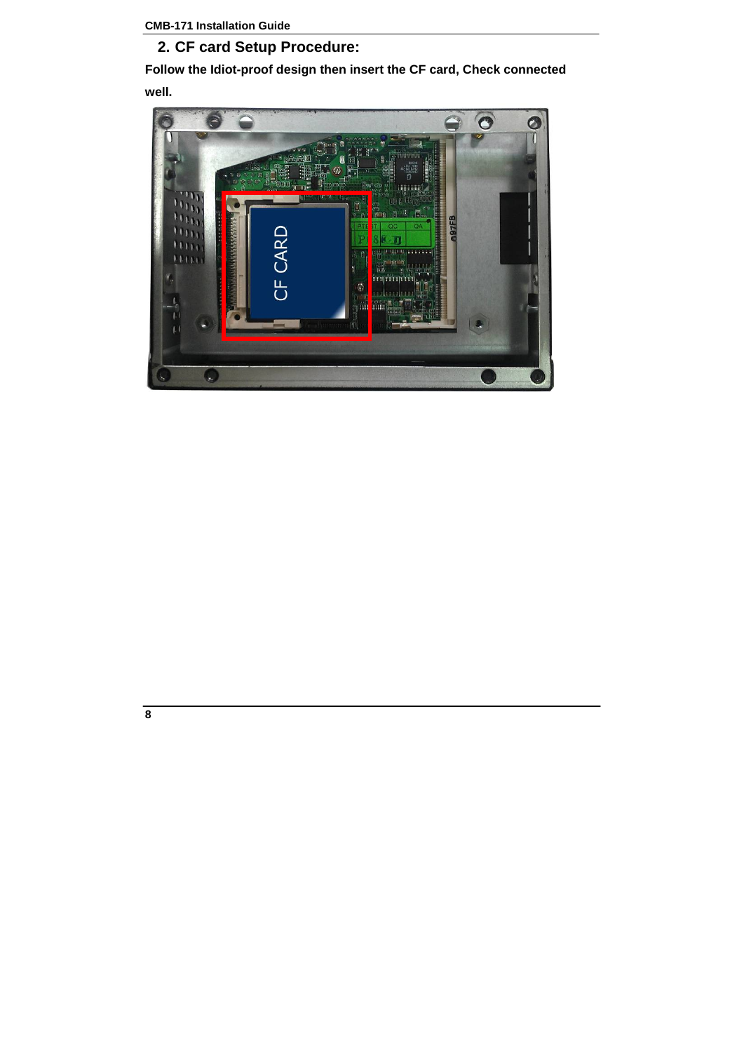## 2. CF card Setup Procedure:

**Follow the Idiot-proof design then insert the CF card, Check connected well.**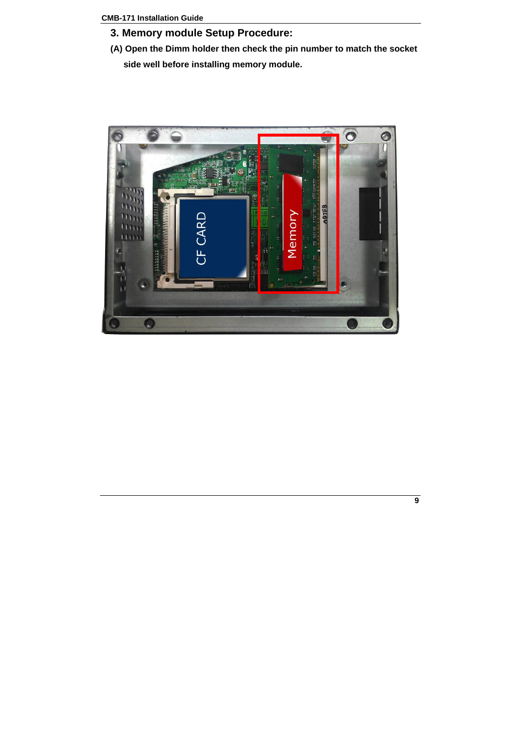## 3. Memory module Setup Procedure:

**(A) Open the Dimm holder then check the pin number to match the socket side well before installing memory module.**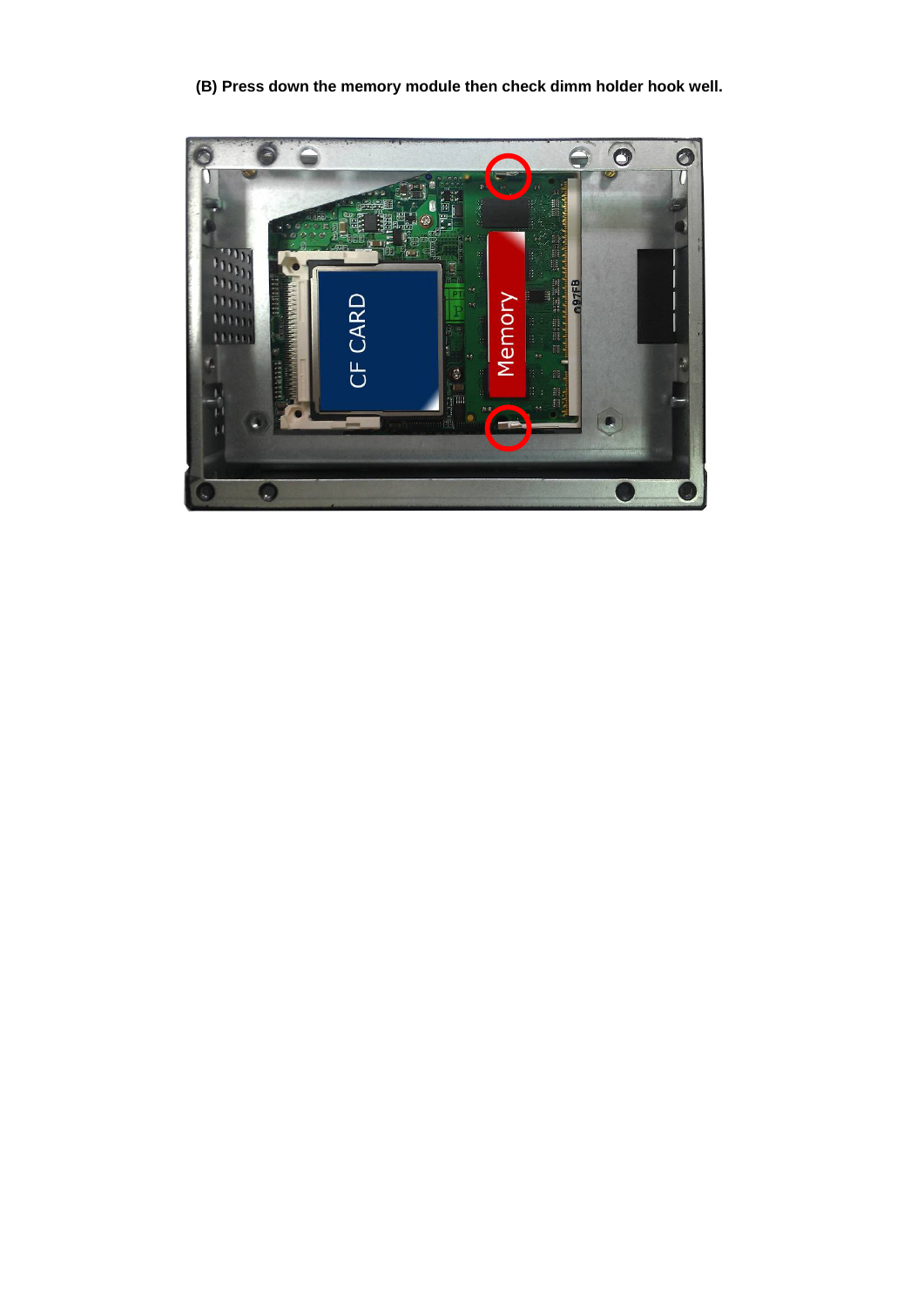**(B) Press down the memory module then check dimm holder hook well.**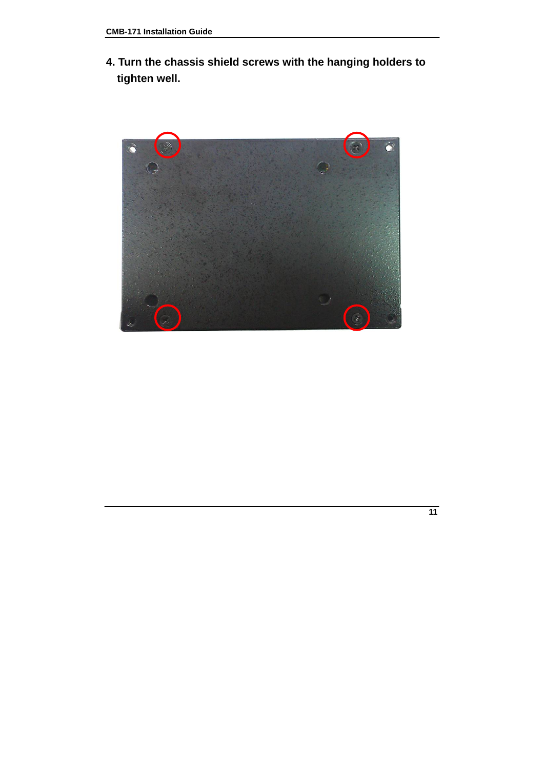4. Turn the chassis shield screws with the hanging holders to tighten well.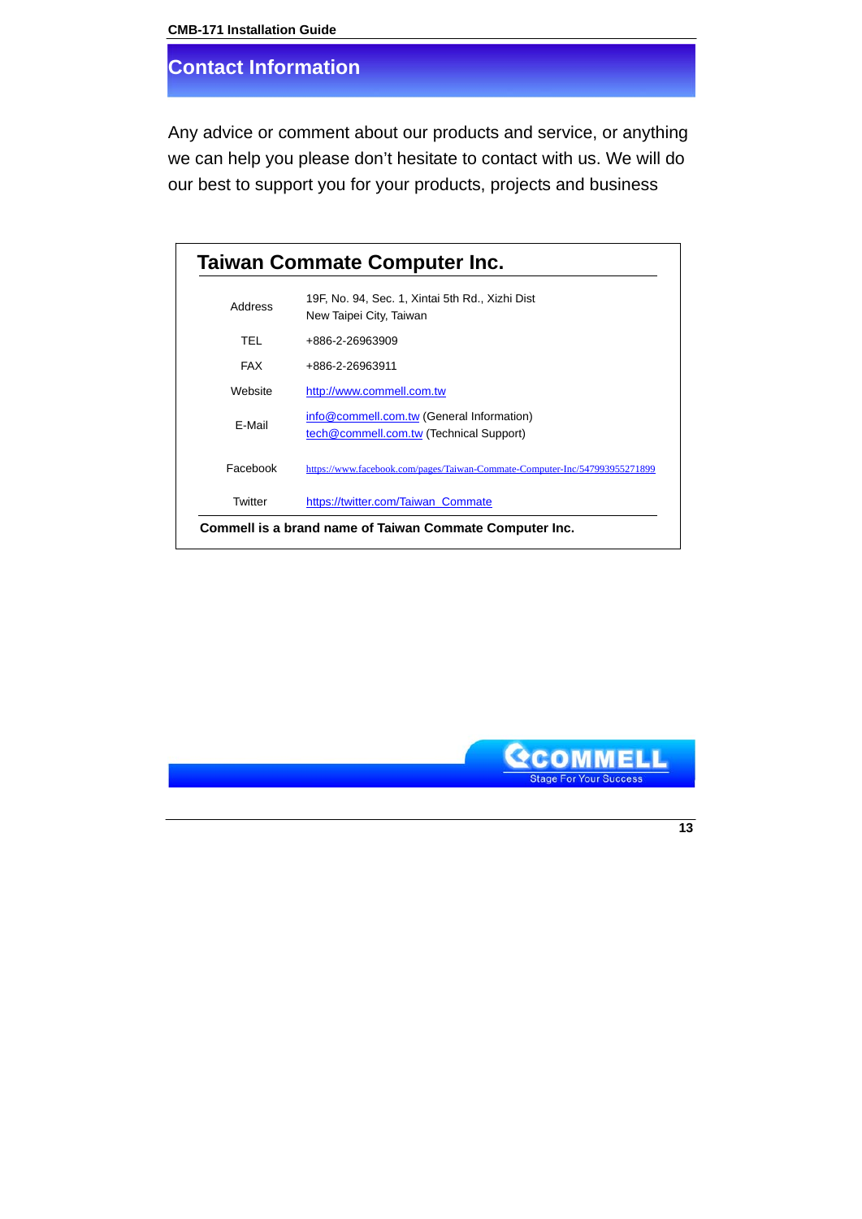# Contact Information

Any advice or comment about our products and service, or anything we can help you please don't hesitate to contact with us. We will do our best to support you for your products, projects and business

## Taiwan Commate Computer Inc.

| | |
|---|---|
| Address | 19F, No. 94, Sec. 1, Xintai 5th Rd., Xizhi Dist<br>New Taipei City, Taiwan |
| TEL | +886-2-26963909 |
| FAX | +886-2-26963911 |
| Website | http://www.commell.com.tw |
| E-Mail | info@commell.com.tw (General Information)<br>tech@commell.com.tw (Technical Support) |
| Facebook | https://www.facebook.com/pages/Taiwan-Commate-Computer-Inc/547993955271899 |
| Twitter | https://twitter.com/Taiwan_Commate |

**Commell is a brand name of Taiwan Commate Computer Inc.**

COMMELL
Stage For Your Success